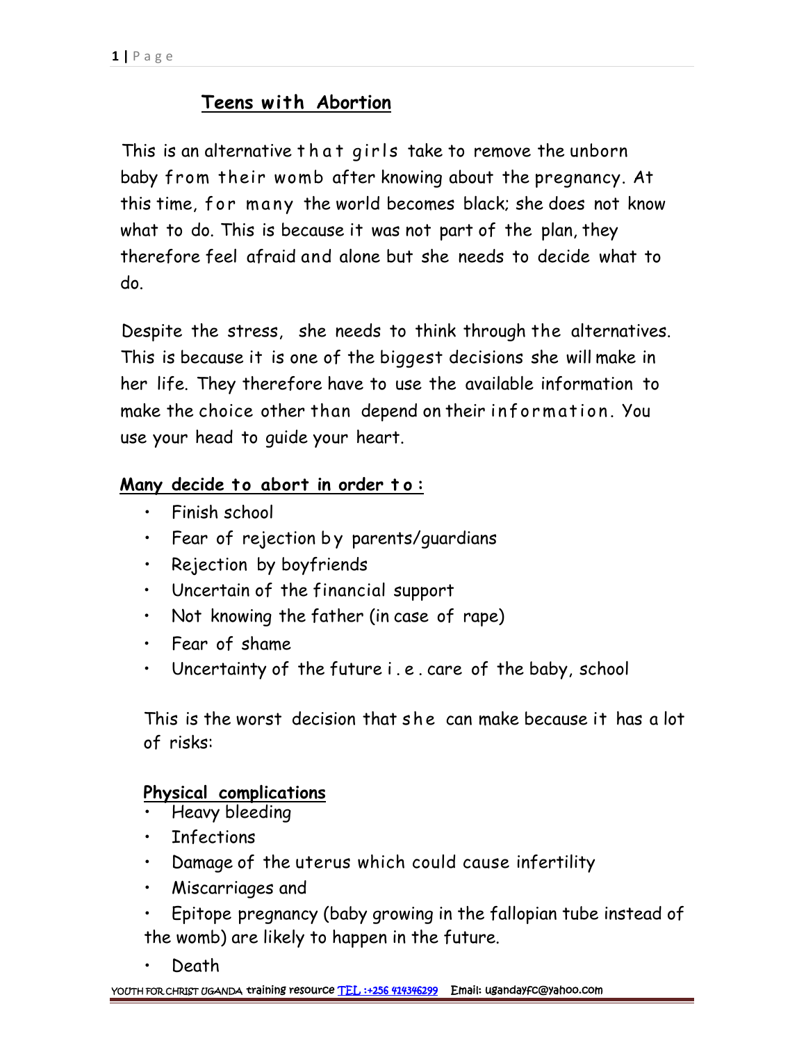# Teens with Abortion

This is an alternative that girls take to remove the unborn baby from their womb after knowing about the pregnancy. At this time, for many the world becomes black; she does not know what to do. This is because it was not part of the plan, they therefore feel afraid and alone but she needs to decide what to do.

Despite the stress, she needs to think through the alternatives. This is because it is one of the biggest decisions she will make in her life. They therefore have to use the available information to make the choice other than depend on their information. You use your head to guide your heart.

**Many decide to abort in order to:**

- Finish school
- Fear of rejection by parents/guardians
- Rejection by boyfriends
- Uncertain of the financial support
- Not knowing the father (in case of rape)
- Fear of shame
- Uncertainty of the future i.e. care of the baby, school

This is the worst decision that she can make because it has a lot of risks:

**Physical complications**

- Heavy bleeding
- Infections
- Damage of the uterus which could cause infertility
- Miscarriages and
- Epitope pregnancy (baby growing in the fallopian tube instead of the womb) are likely to happen in the future.
- Death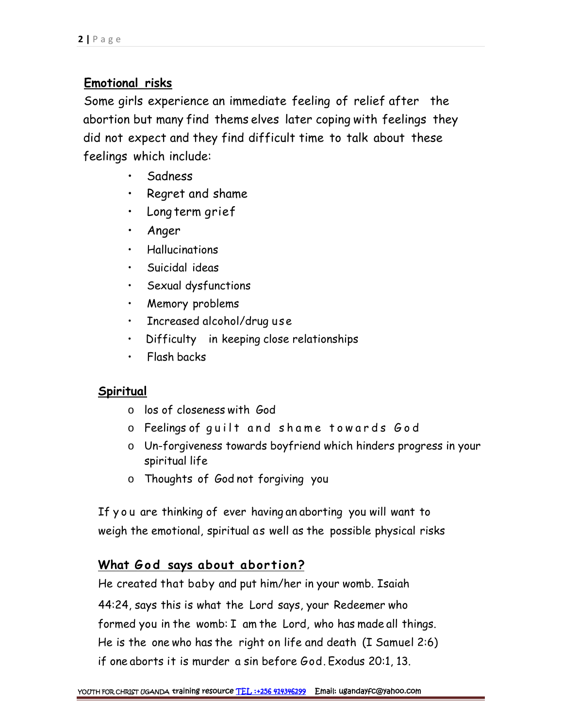## Emotional risks

Some girls experience an immediate feeling of relief after the abortion but many find themselves later coping with feelings they did not expect and they find difficult time to talk about these feelings which include:

- Sadness
- Regret and shame
- Long term grief
- Anger
- Hallucinations
- Suicidal ideas
- Sexual dysfunctions
- Memory problems
- Increased alcohol/drug use
- Difficulty in keeping close relationships
- Flash backs

## Spiritual

- los of closeness with God
- Feelings of guilt and shame towards God
- Un-forgiveness towards boyfriend which hinders progress in your spiritual life
- Thoughts of God not forgiving you

If you are thinking of ever having an aborting you will want to weigh the emotional, spiritual as well as the possible physical risks

## What God says about abortion?

He created that baby and put him/her in your womb. Isaiah 44:24, says this is what the Lord says, your Redeemer who formed you in the womb: I am the Lord, who has made all things. He is the one who has the right on life and death (I Samuel 2:6) if one aborts it is murder a sin before God. Exodus 20:1, 13.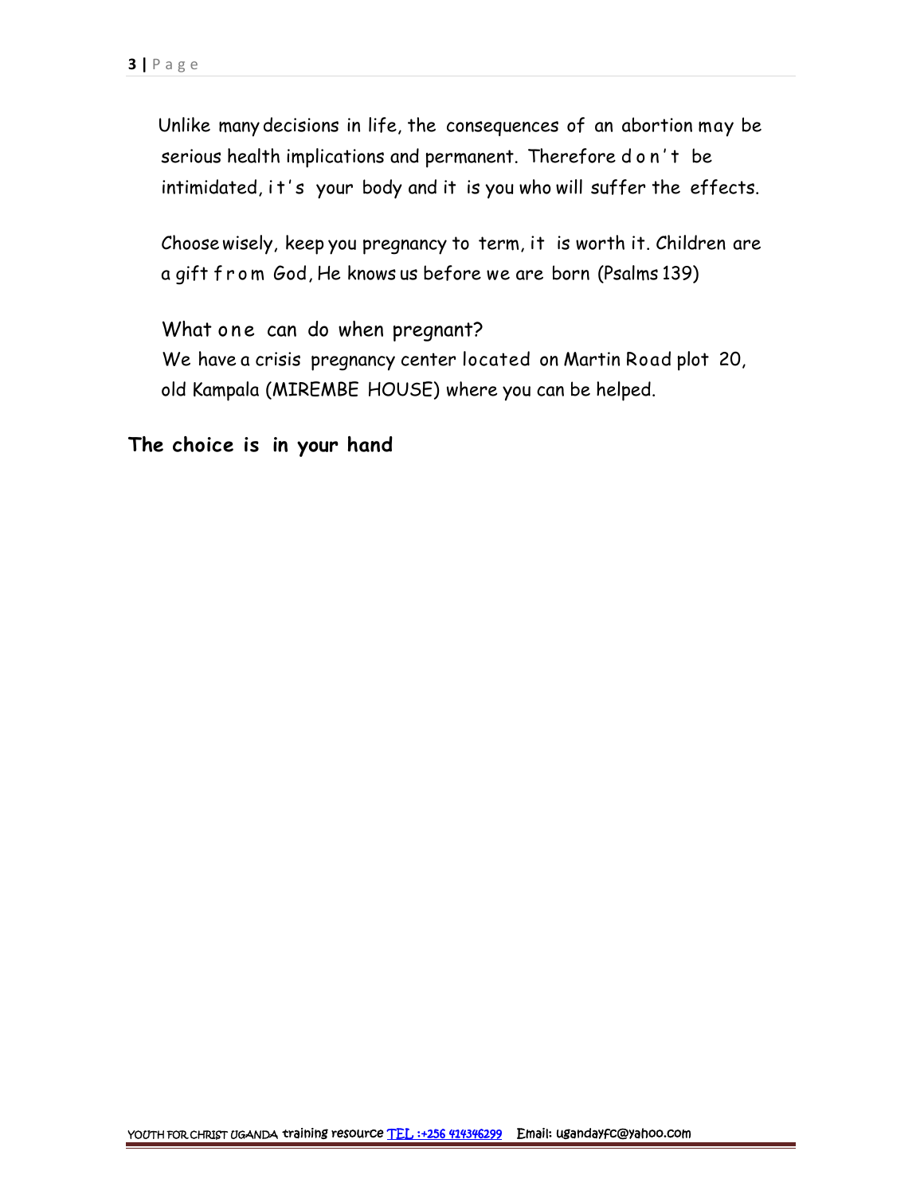Unlike many decisions in life, the consequences of an abortion may be serious health implications and permanent. Therefore don't be intimidated, it's your body and it is you who will suffer the effects.

Choose wisely, keep you pregnancy to term, it is worth it. Children are a gift from God, He knows us before we are born (Psalms 139)

What one can do when pregnant?
We have a crisis pregnancy center located on Martin Road plot 20, old Kampala (MIREMBE HOUSE) where you can be helped.

**The choice is in your hand**